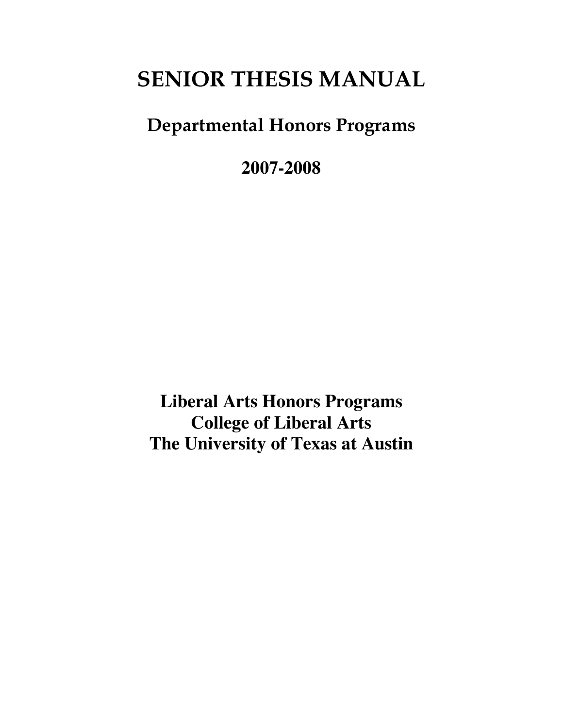# SENIOR THESIS MANUAL

## Departmental Honors Programs

## 2007-2008

**Liberal Arts Honors Programs**
**College of Liberal Arts**
**The University of Texas at Austin**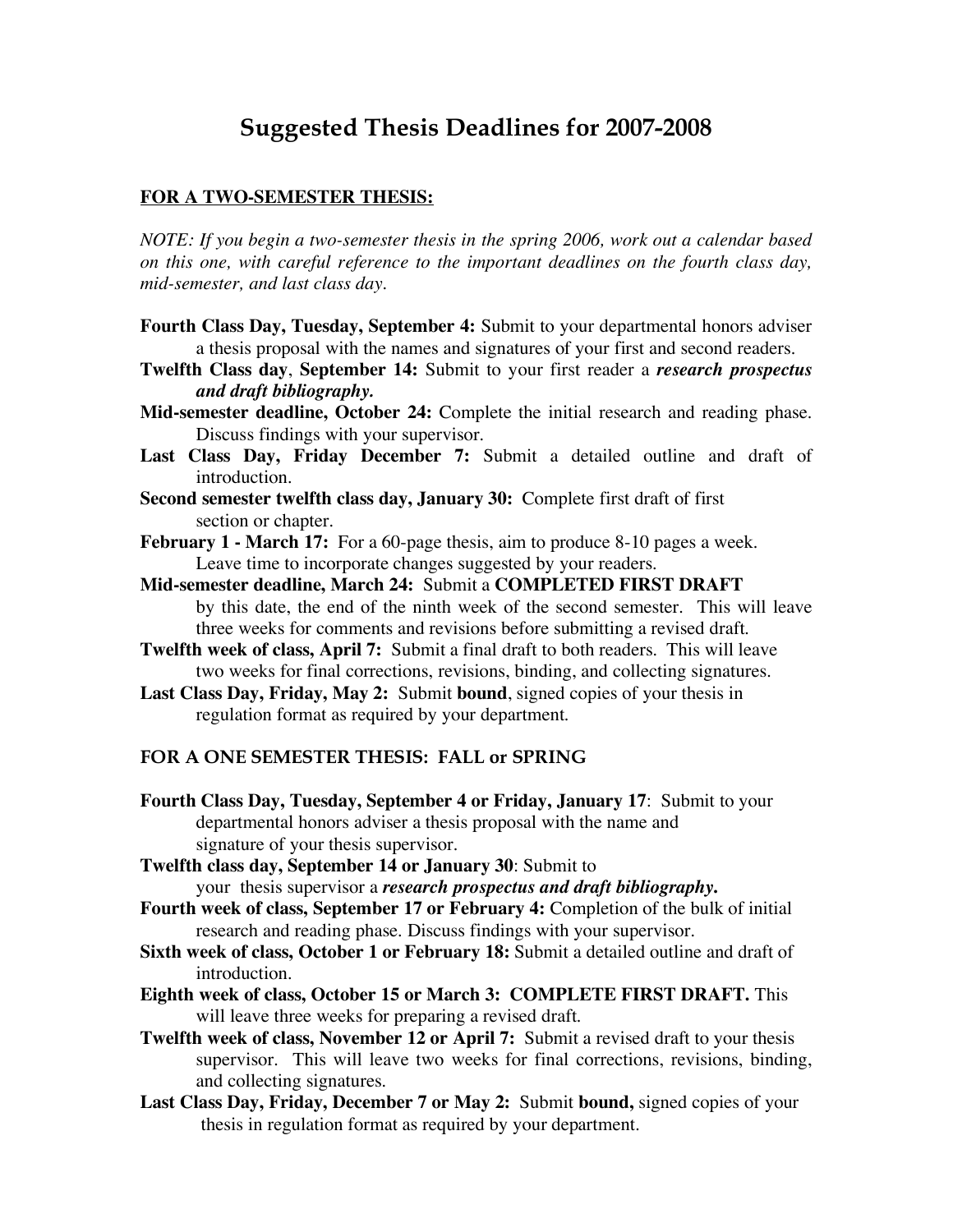# Suggested Thesis Deadlines for 2007-2008

## FOR A TWO-SEMESTER THESIS:

*NOTE: If you begin a two-semester thesis in the spring 2006, work out a calendar based on this one, with careful reference to the important deadlines on the fourth class day, mid-semester, and last class day.*

**Fourth Class Day, Tuesday, September 4:** Submit to your departmental honors adviser a thesis proposal with the names and signatures of your first and second readers.

**Twelfth Class day**, **September 14:** Submit to your first reader a ***research prospectus and draft bibliography.***

**Mid-semester deadline, October 24:** Complete the initial research and reading phase. Discuss findings with your supervisor.

**Last Class Day, Friday December 7:** Submit a detailed outline and draft of introduction.

**Second semester twelfth class day, January 30:** Complete first draft of first section or chapter.

**February 1 - March 17:** For a 60-page thesis, aim to produce 8-10 pages a week. Leave time to incorporate changes suggested by your readers.

**Mid-semester deadline, March 24:** Submit a **COMPLETED FIRST DRAFT** by this date, the end of the ninth week of the second semester. This will leave three weeks for comments and revisions before submitting a revised draft.

**Twelfth week of class, April 7:** Submit a final draft to both readers. This will leave two weeks for final corrections, revisions, binding, and collecting signatures.

**Last Class Day, Friday, May 2:** Submit **bound**, signed copies of your thesis in regulation format as required by your department.

## FOR A ONE SEMESTER THESIS: FALL or SPRING

**Fourth Class Day, Tuesday, September 4 or Friday, January 17**: Submit to your departmental honors adviser a thesis proposal with the name and signature of your thesis supervisor.

**Twelfth class day, September 14 or January 30**: Submit to your thesis supervisor a ***research prospectus and draft bibliography.***

**Fourth week of class, September 17 or February 4:** Completion of the bulk of initial research and reading phase. Discuss findings with your supervisor.

**Sixth week of class, October 1 or February 18:** Submit a detailed outline and draft of introduction.

**Eighth week of class, October 15 or March 3: COMPLETE FIRST DRAFT.** This will leave three weeks for preparing a revised draft.

**Twelfth week of class, November 12 or April 7:** Submit a revised draft to your thesis supervisor. This will leave two weeks for final corrections, revisions, binding, and collecting signatures.

**Last Class Day, Friday, December 7 or May 2:** Submit **bound,** signed copies of your thesis in regulation format as required by your department.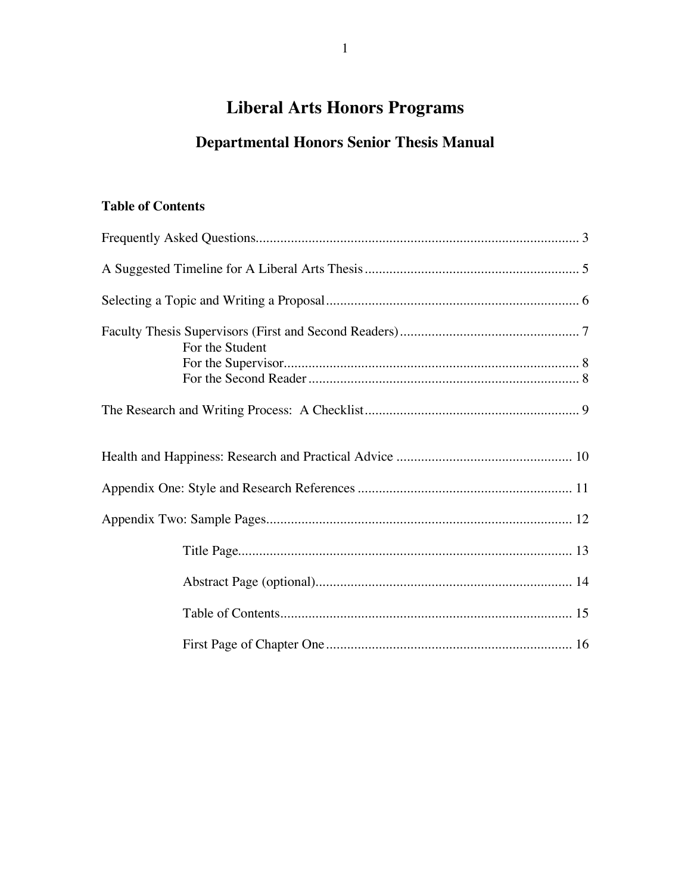# Liberal Arts Honors Programs

## Departmental Honors Senior Thesis Manual

**Table of Contents**

Frequently Asked Questions........................................................................................... 3

A Suggested Timeline for A Liberal Arts Thesis ............................................................. 5

Selecting a Topic and Writing a Proposal....................................................................... 6

Faculty Thesis Supervisors (First and Second Readers)................................................... 7
- For the Student
- For the Supervisor.................................................................................... 8
- For the Second Reader ............................................................................. 8

The Research and Writing Process: A Checklist............................................................. 9

Health and Happiness: Research and Practical Advice .................................................. 10

Appendix One: Style and Research References ............................................................. 11

Appendix Two: Sample Pages....................................................................................... 12

- Title Page............................................................................................... 13
- Abstract Page (optional)......................................................................... 14
- Table of Contents................................................................................... 15
- First Page of Chapter One ...................................................................... 16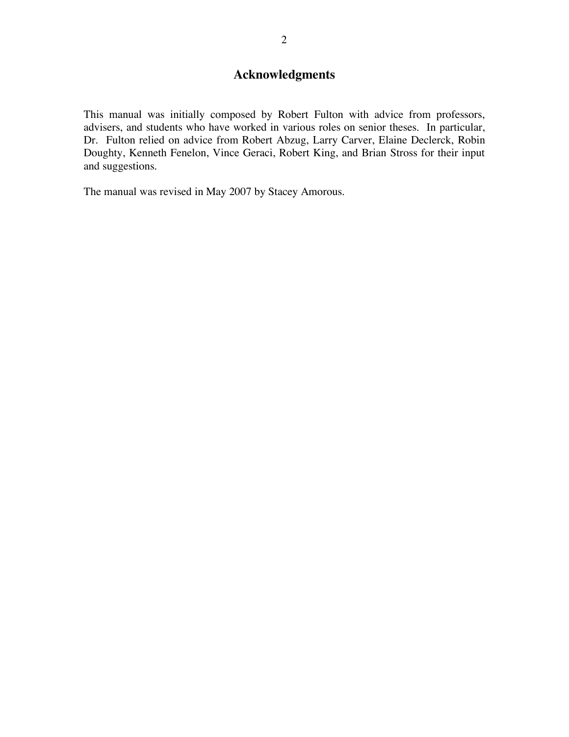## Acknowledgments

This manual was initially composed by Robert Fulton with advice from professors, advisers, and students who have worked in various roles on senior theses. In particular, Dr. Fulton relied on advice from Robert Abzug, Larry Carver, Elaine Declerck, Robin Doughty, Kenneth Fenelon, Vince Geraci, Robert King, and Brian Stross for their input and suggestions.

The manual was revised in May 2007 by Stacey Amorous.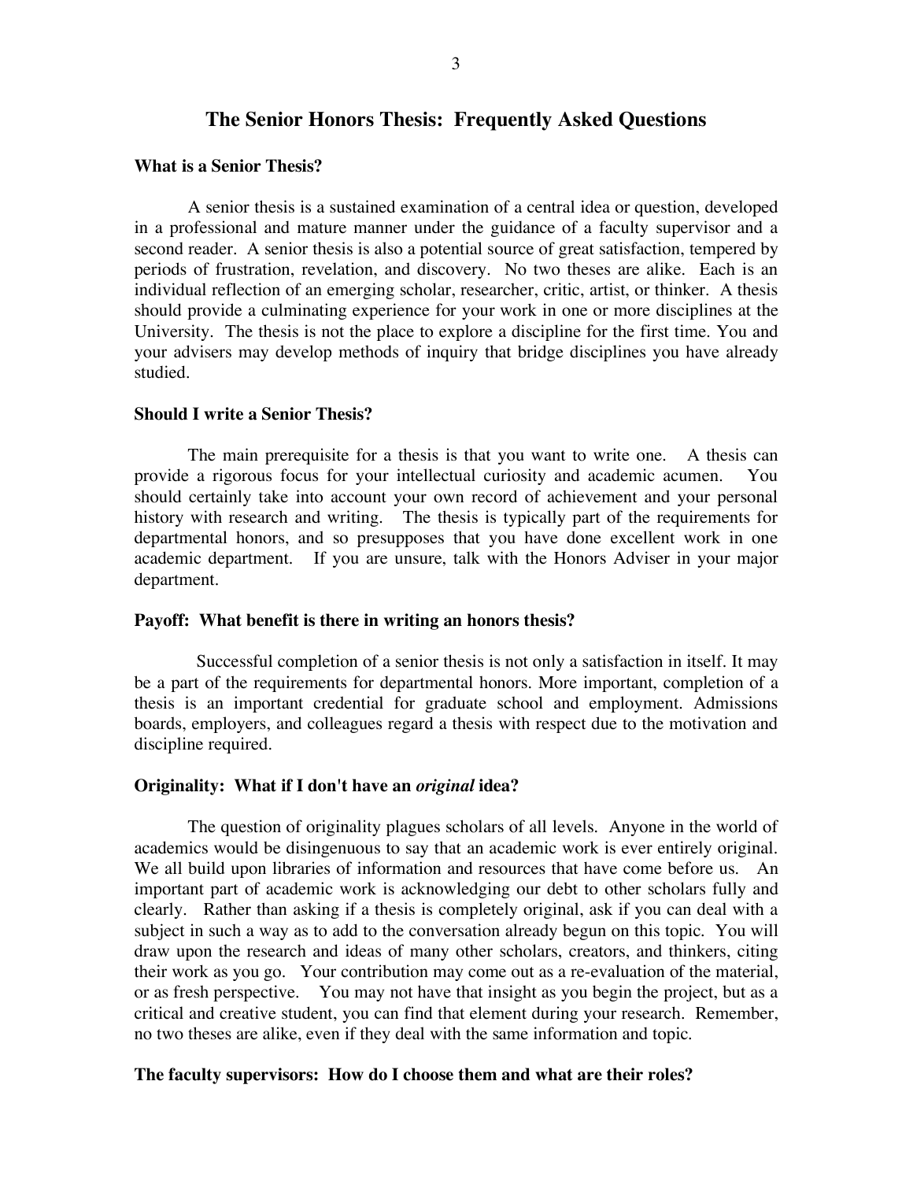# The Senior Honors Thesis: Frequently Asked Questions

### What is a Senior Thesis?

A senior thesis is a sustained examination of a central idea or question, developed in a professional and mature manner under the guidance of a faculty supervisor and a second reader. A senior thesis is also a potential source of great satisfaction, tempered by periods of frustration, revelation, and discovery. No two theses are alike. Each is an individual reflection of an emerging scholar, researcher, critic, artist, or thinker. A thesis should provide a culminating experience for your work in one or more disciplines at the University. The thesis is not the place to explore a discipline for the first time. You and your advisers may develop methods of inquiry that bridge disciplines you have already studied.

### Should I write a Senior Thesis?

The main prerequisite for a thesis is that you want to write one. A thesis can provide a rigorous focus for your intellectual curiosity and academic acumen. You should certainly take into account your own record of achievement and your personal history with research and writing. The thesis is typically part of the requirements for departmental honors, and so presupposes that you have done excellent work in one academic department. If you are unsure, talk with the Honors Adviser in your major department.

### Payoff: What benefit is there in writing an honors thesis?

Successful completion of a senior thesis is not only a satisfaction in itself. It may be a part of the requirements for departmental honors. More important, completion of a thesis is an important credential for graduate school and employment. Admissions boards, employers, and colleagues regard a thesis with respect due to the motivation and discipline required.

### Originality: What if I don't have an *original* idea?

The question of originality plagues scholars of all levels. Anyone in the world of academics would be disingenuous to say that an academic work is ever entirely original. We all build upon libraries of information and resources that have come before us. An important part of academic work is acknowledging our debt to other scholars fully and clearly. Rather than asking if a thesis is completely original, ask if you can deal with a subject in such a way as to add to the conversation already begun on this topic. You will draw upon the research and ideas of many other scholars, creators, and thinkers, citing their work as you go. Your contribution may come out as a re-evaluation of the material, or as fresh perspective. You may not have that insight as you begin the project, but as a critical and creative student, you can find that element during your research. Remember, no two theses are alike, even if they deal with the same information and topic.

### The faculty supervisors: How do I choose them and what are their roles?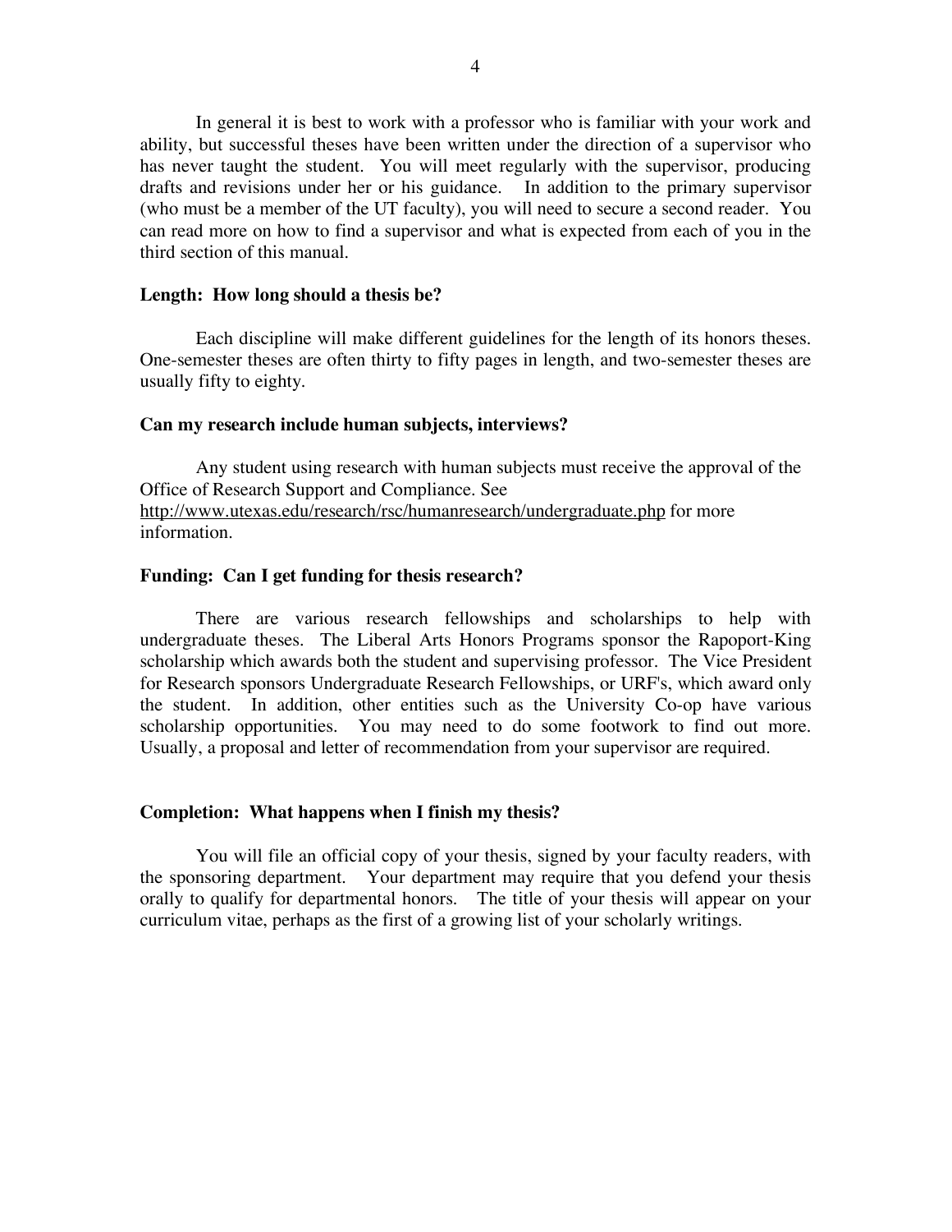In general it is best to work with a professor who is familiar with your work and ability, but successful theses have been written under the direction of a supervisor who has never taught the student. You will meet regularly with the supervisor, producing drafts and revisions under her or his guidance. In addition to the primary supervisor (who must be a member of the UT faculty), you will need to secure a second reader. You can read more on how to find a supervisor and what is expected from each of you in the third section of this manual.

**Length: How long should a thesis be?**

Each discipline will make different guidelines for the length of its honors theses. One-semester theses are often thirty to fifty pages in length, and two-semester theses are usually fifty to eighty.

**Can my research include human subjects, interviews?**

Any student using research with human subjects must receive the approval of the Office of Research Support and Compliance. See http://www.utexas.edu/research/rsc/humanresearch/undergraduate.php for more information.

**Funding: Can I get funding for thesis research?**

There are various research fellowships and scholarships to help with undergraduate theses. The Liberal Arts Honors Programs sponsor the Rapoport-King scholarship which awards both the student and supervising professor. The Vice President for Research sponsors Undergraduate Research Fellowships, or URF's, which award only the student. In addition, other entities such as the University Co-op have various scholarship opportunities. You may need to do some footwork to find out more. Usually, a proposal and letter of recommendation from your supervisor are required.

**Completion: What happens when I finish my thesis?**

You will file an official copy of your thesis, signed by your faculty readers, with the sponsoring department. Your department may require that you defend your thesis orally to qualify for departmental honors. The title of your thesis will appear on your curriculum vitae, perhaps as the first of a growing list of your scholarly writings.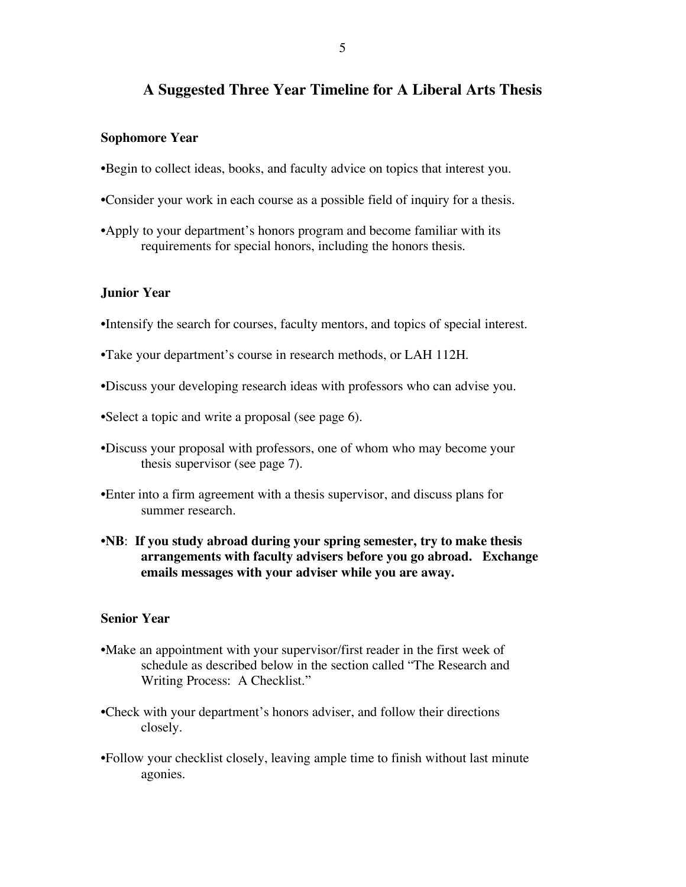## A Suggested Three Year Timeline for A Liberal Arts Thesis

### Sophomore Year

- Begin to collect ideas, books, and faculty advice on topics that interest you.
- Consider your work in each course as a possible field of inquiry for a thesis.
- Apply to your department's honors program and become familiar with its requirements for special honors, including the honors thesis.

### Junior Year

- Intensify the search for courses, faculty mentors, and topics of special interest.
- Take your department's course in research methods, or LAH 112H.
- Discuss your developing research ideas with professors who can advise you.
- Select a topic and write a proposal (see page 6).
- Discuss your proposal with professors, one of whom who may become your thesis supervisor (see page 7).
- Enter into a firm agreement with a thesis supervisor, and discuss plans for summer research.
- **NB**: **If you study abroad during your spring semester, try to make thesis arrangements with faculty advisers before you go abroad. Exchange emails messages with your adviser while you are away.**

### Senior Year

- Make an appointment with your supervisor/first reader in the first week of schedule as described below in the section called "The Research and Writing Process: A Checklist."
- Check with your department's honors adviser, and follow their directions closely.
- Follow your checklist closely, leaving ample time to finish without last minute agonies.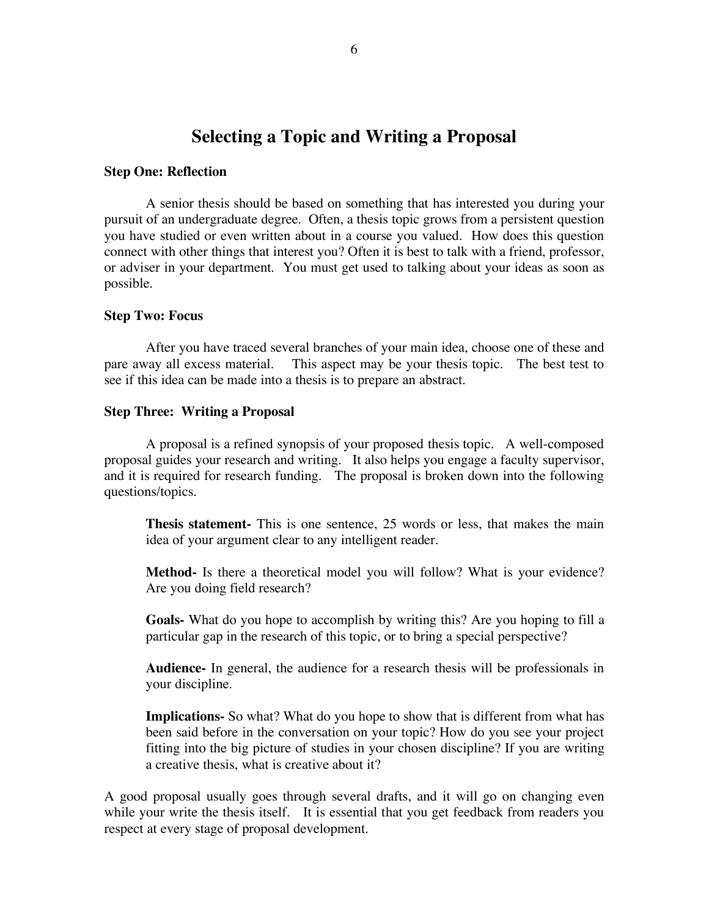# Selecting a Topic and Writing a Proposal

**Step One: Reflection**

A senior thesis should be based on something that has interested you during your pursuit of an undergraduate degree. Often, a thesis topic grows from a persistent question you have studied or even written about in a course you valued. How does this question connect with other things that interest you? Often it is best to talk with a friend, professor, or adviser in your department. You must get used to talking about your ideas as soon as possible.

**Step Two: Focus**

After you have traced several branches of your main idea, choose one of these and pare away all excess material. This aspect may be your thesis topic. The best test to see if this idea can be made into a thesis is to prepare an abstract.

**Step Three: Writing a Proposal**

A proposal is a refined synopsis of your proposed thesis topic. A well-composed proposal guides your research and writing. It also helps you engage a faculty supervisor, and it is required for research funding. The proposal is broken down into the following questions/topics.

> **Thesis statement-** This is one sentence, 25 words or less, that makes the main idea of your argument clear to any intelligent reader.
>
> **Method-** Is there a theoretical model you will follow? What is your evidence? Are you doing field research?
>
> **Goals-** What do you hope to accomplish by writing this? Are you hoping to fill a particular gap in the research of this topic, or to bring a special perspective?
>
> **Audience-** In general, the audience for a research thesis will be professionals in your discipline.
>
> **Implications-** So what? What do you hope to show that is different from what has been said before in the conversation on your topic? How do you see your project fitting into the big picture of studies in your chosen discipline? If you are writing a creative thesis, what is creative about it?

A good proposal usually goes through several drafts, and it will go on changing even while your write the thesis itself. It is essential that you get feedback from readers you respect at every stage of proposal development.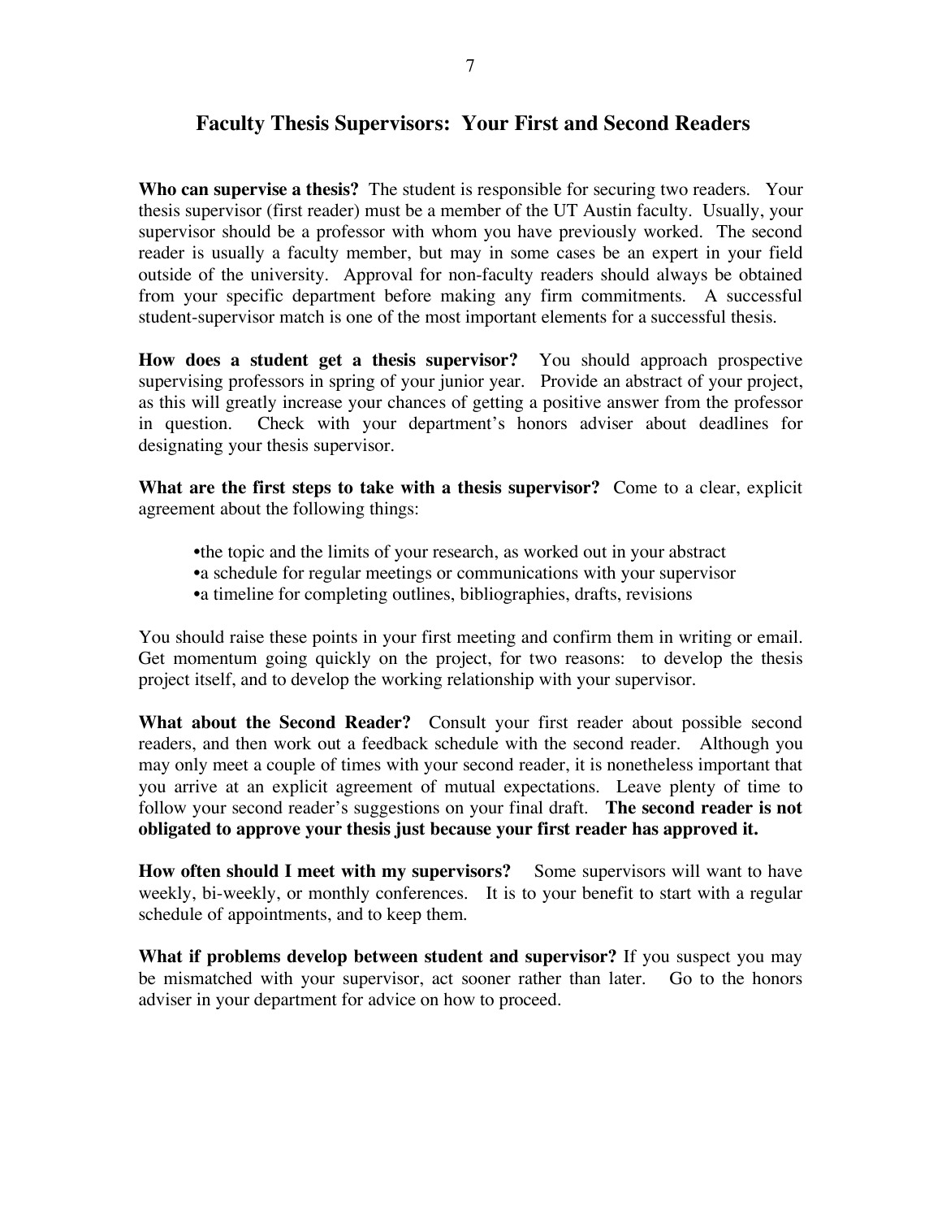## Faculty Thesis Supervisors: Your First and Second Readers

**Who can supervise a thesis?** The student is responsible for securing two readers. Your thesis supervisor (first reader) must be a member of the UT Austin faculty. Usually, your supervisor should be a professor with whom you have previously worked. The second reader is usually a faculty member, but may in some cases be an expert in your field outside of the university. Approval for non-faculty readers should always be obtained from your specific department before making any firm commitments. A successful student-supervisor match is one of the most important elements for a successful thesis.

**How does a student get a thesis supervisor?** You should approach prospective supervising professors in spring of your junior year. Provide an abstract of your project, as this will greatly increase your chances of getting a positive answer from the professor in question. Check with your department's honors adviser about deadlines for designating your thesis supervisor.

**What are the first steps to take with a thesis supervisor?** Come to a clear, explicit agreement about the following things:

- the topic and the limits of your research, as worked out in your abstract
- a schedule for regular meetings or communications with your supervisor
- a timeline for completing outlines, bibliographies, drafts, revisions

You should raise these points in your first meeting and confirm them in writing or email. Get momentum going quickly on the project, for two reasons: to develop the thesis project itself, and to develop the working relationship with your supervisor.

**What about the Second Reader?** Consult your first reader about possible second readers, and then work out a feedback schedule with the second reader. Although you may only meet a couple of times with your second reader, it is nonetheless important that you arrive at an explicit agreement of mutual expectations. Leave plenty of time to follow your second reader's suggestions on your final draft. **The second reader is not obligated to approve your thesis just because your first reader has approved it.**

**How often should I meet with my supervisors?** Some supervisors will want to have weekly, bi-weekly, or monthly conferences. It is to your benefit to start with a regular schedule of appointments, and to keep them.

**What if problems develop between student and supervisor?** If you suspect you may be mismatched with your supervisor, act sooner rather than later. Go to the honors adviser in your department for advice on how to proceed.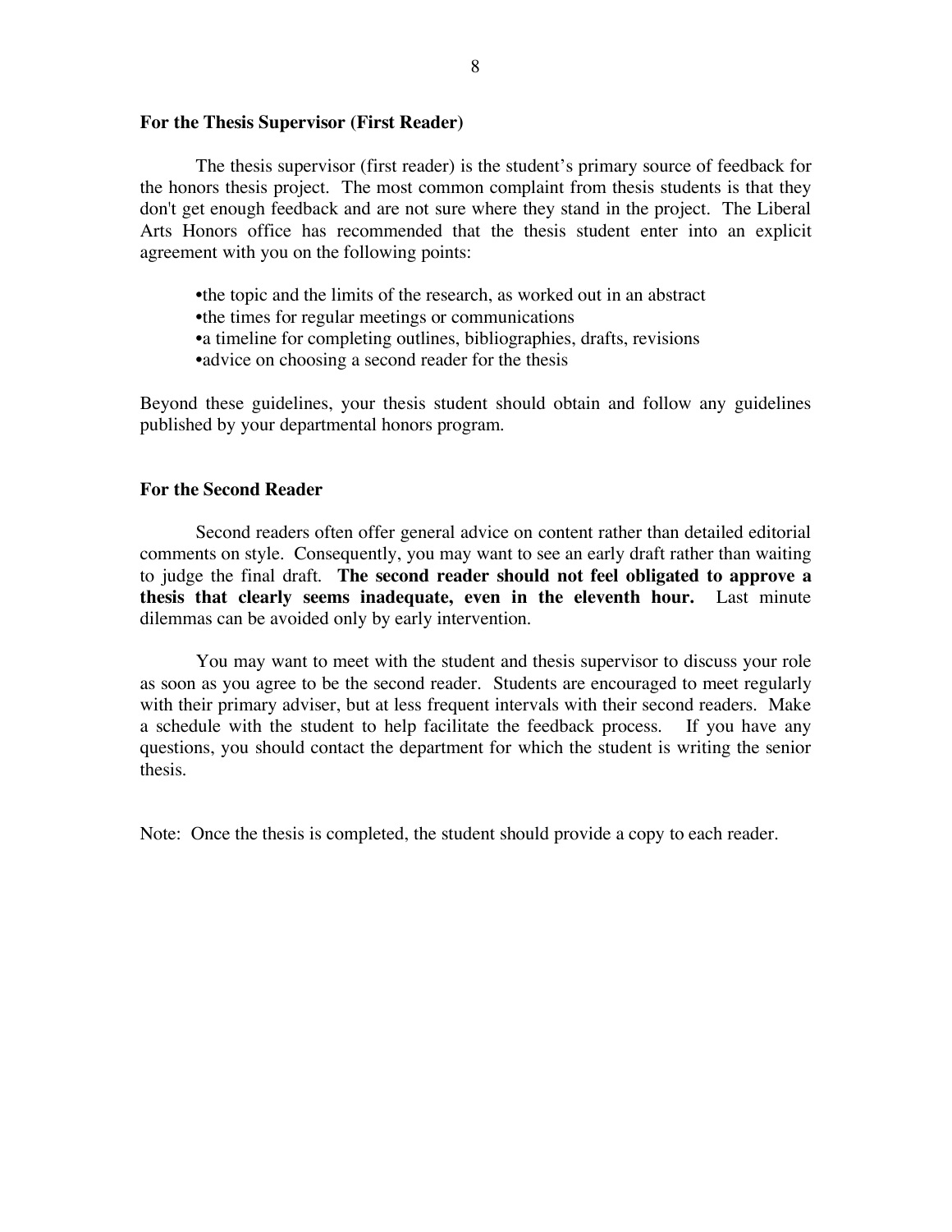### For the Thesis Supervisor (First Reader)

The thesis supervisor (first reader) is the student's primary source of feedback for the honors thesis project. The most common complaint from thesis students is that they don't get enough feedback and are not sure where they stand in the project. The Liberal Arts Honors office has recommended that the thesis student enter into an explicit agreement with you on the following points:

- the topic and the limits of the research, as worked out in an abstract
- the times for regular meetings or communications
- a timeline for completing outlines, bibliographies, drafts, revisions
- advice on choosing a second reader for the thesis

Beyond these guidelines, your thesis student should obtain and follow any guidelines published by your departmental honors program.

### For the Second Reader

Second readers often offer general advice on content rather than detailed editorial comments on style. Consequently, you may want to see an early draft rather than waiting to judge the final draft. **The second reader should not feel obligated to approve a thesis that clearly seems inadequate, even in the eleventh hour.** Last minute dilemmas can be avoided only by early intervention.

You may want to meet with the student and thesis supervisor to discuss your role as soon as you agree to be the second reader. Students are encouraged to meet regularly with their primary adviser, but at less frequent intervals with their second readers. Make a schedule with the student to help facilitate the feedback process. If you have any questions, you should contact the department for which the student is writing the senior thesis.

Note: Once the thesis is completed, the student should provide a copy to each reader.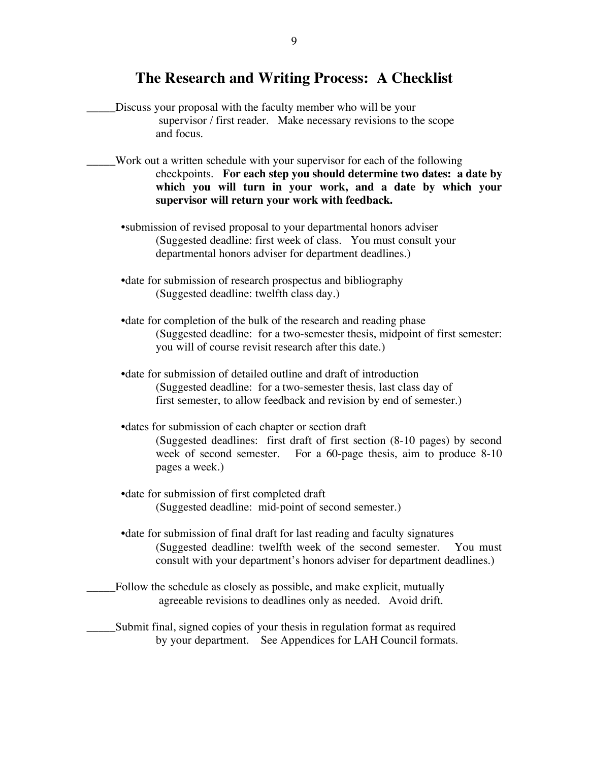## The Research and Writing Process: A Checklist

_____Discuss your proposal with the faculty member who will be your supervisor / first reader. Make necessary revisions to the scope and focus.

_____Work out a written schedule with your supervisor for each of the following checkpoints. **For each step you should determine two dates: a date by which you will turn in your work, and a date by which your supervisor will return your work with feedback.**

- submission of revised proposal to your departmental honors adviser (Suggested deadline: first week of class. You must consult your departmental honors adviser for department deadlines.)

- date for submission of research prospectus and bibliography (Suggested deadline: twelfth class day.)

- date for completion of the bulk of the research and reading phase (Suggested deadline: for a two-semester thesis, midpoint of first semester: you will of course revisit research after this date.)

- date for submission of detailed outline and draft of introduction (Suggested deadline: for a two-semester thesis, last class day of first semester, to allow feedback and revision by end of semester.)

- dates for submission of each chapter or section draft (Suggested deadlines: first draft of first section (8-10 pages) by second week of second semester. For a 60-page thesis, aim to produce 8-10 pages a week.)

- date for submission of first completed draft (Suggested deadline: mid-point of second semester.)

- date for submission of final draft for last reading and faculty signatures (Suggested deadline: twelfth week of the second semester. You must consult with your department's honors adviser for department deadlines.)

_____Follow the schedule as closely as possible, and make explicit, mutually agreeable revisions to deadlines only as needed. Avoid drift.

_____Submit final, signed copies of your thesis in regulation format as required by your department. See Appendices for LAH Council formats.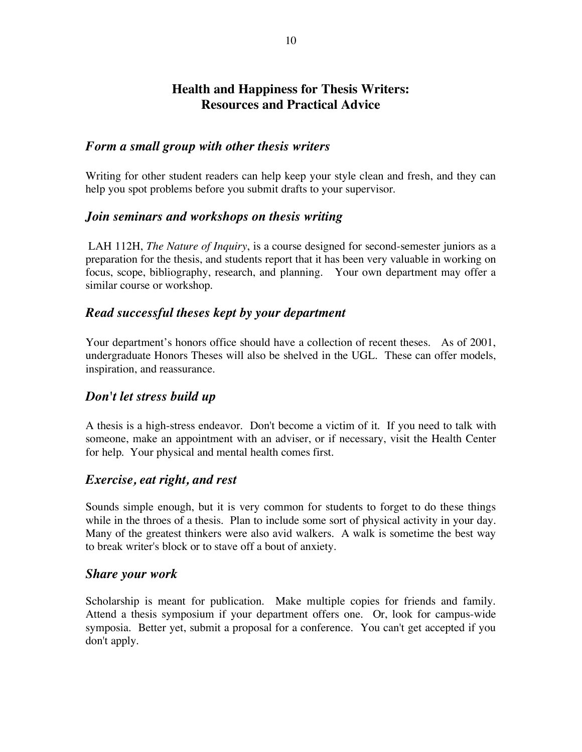# Health and Happiness for Thesis Writers: Resources and Practical Advice

## *Form a small group with other thesis writers*

Writing for other student readers can help keep your style clean and fresh, and they can help you spot problems before you submit drafts to your supervisor.

## *Join seminars and workshops on thesis writing*

LAH 112H, *The Nature of Inquiry*, is a course designed for second-semester juniors as a preparation for the thesis, and students report that it has been very valuable in working on focus, scope, bibliography, research, and planning. Your own department may offer a similar course or workshop.

## *Read successful theses kept by your department*

Your department's honors office should have a collection of recent theses. As of 2001, undergraduate Honors Theses will also be shelved in the UGL. These can offer models, inspiration, and reassurance.

## *Don't let stress build up*

A thesis is a high-stress endeavor. Don't become a victim of it. If you need to talk with someone, make an appointment with an adviser, or if necessary, visit the Health Center for help. Your physical and mental health comes first.

## *Exercise, eat right, and rest*

Sounds simple enough, but it is very common for students to forget to do these things while in the throes of a thesis. Plan to include some sort of physical activity in your day. Many of the greatest thinkers were also avid walkers. A walk is sometime the best way to break writer's block or to stave off a bout of anxiety.

## *Share your work*

Scholarship is meant for publication. Make multiple copies for friends and family. Attend a thesis symposium if your department offers one. Or, look for campus-wide symposia. Better yet, submit a proposal for a conference. You can't get accepted if you don't apply.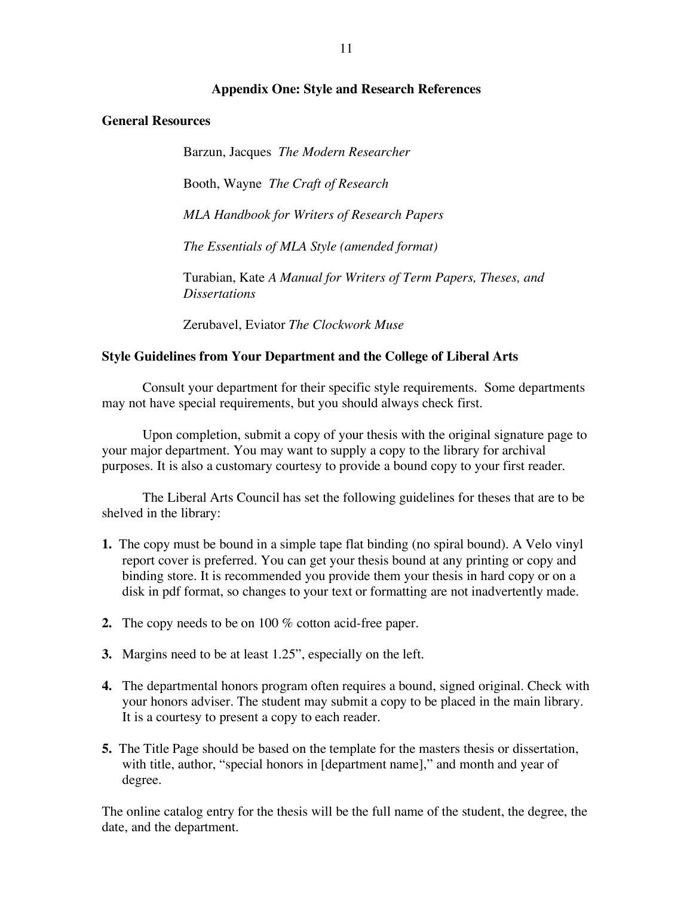## Appendix One: Style and Research References

### General Resources

Barzun, Jacques *The Modern Researcher*

Booth, Wayne *The Craft of Research*

*MLA Handbook for Writers of Research Papers*

*The Essentials of MLA Style (amended format)*

Turabian, Kate *A Manual for Writers of Term Papers, Theses, and Dissertations*

Zerubavel, Eviator *The Clockwork Muse*

### Style Guidelines from Your Department and the College of Liberal Arts

Consult your department for their specific style requirements. Some departments may not have special requirements, but you should always check first.

Upon completion, submit a copy of your thesis with the original signature page to your major department. You may want to supply a copy to the library for archival purposes. It is also a customary courtesy to provide a bound copy to your first reader.

The Liberal Arts Council has set the following guidelines for theses that are to be shelved in the library:

**1.** The copy must be bound in a simple tape flat binding (no spiral bound). A Velo vinyl report cover is preferred. You can get your thesis bound at any printing or copy and binding store. It is recommended you provide them your thesis in hard copy or on a disk in pdf format, so changes to your text or formatting are not inadvertently made.

**2.** The copy needs to be on 100 % cotton acid-free paper.

**3.** Margins need to be at least 1.25", especially on the left.

**4.** The departmental honors program often requires a bound, signed original. Check with your honors adviser. The student may submit a copy to be placed in the main library. It is a courtesy to present a copy to each reader.

**5.** The Title Page should be based on the template for the masters thesis or dissertation, with title, author, "special honors in [department name]," and month and year of degree.

The online catalog entry for the thesis will be the full name of the student, the degree, the date, and the department.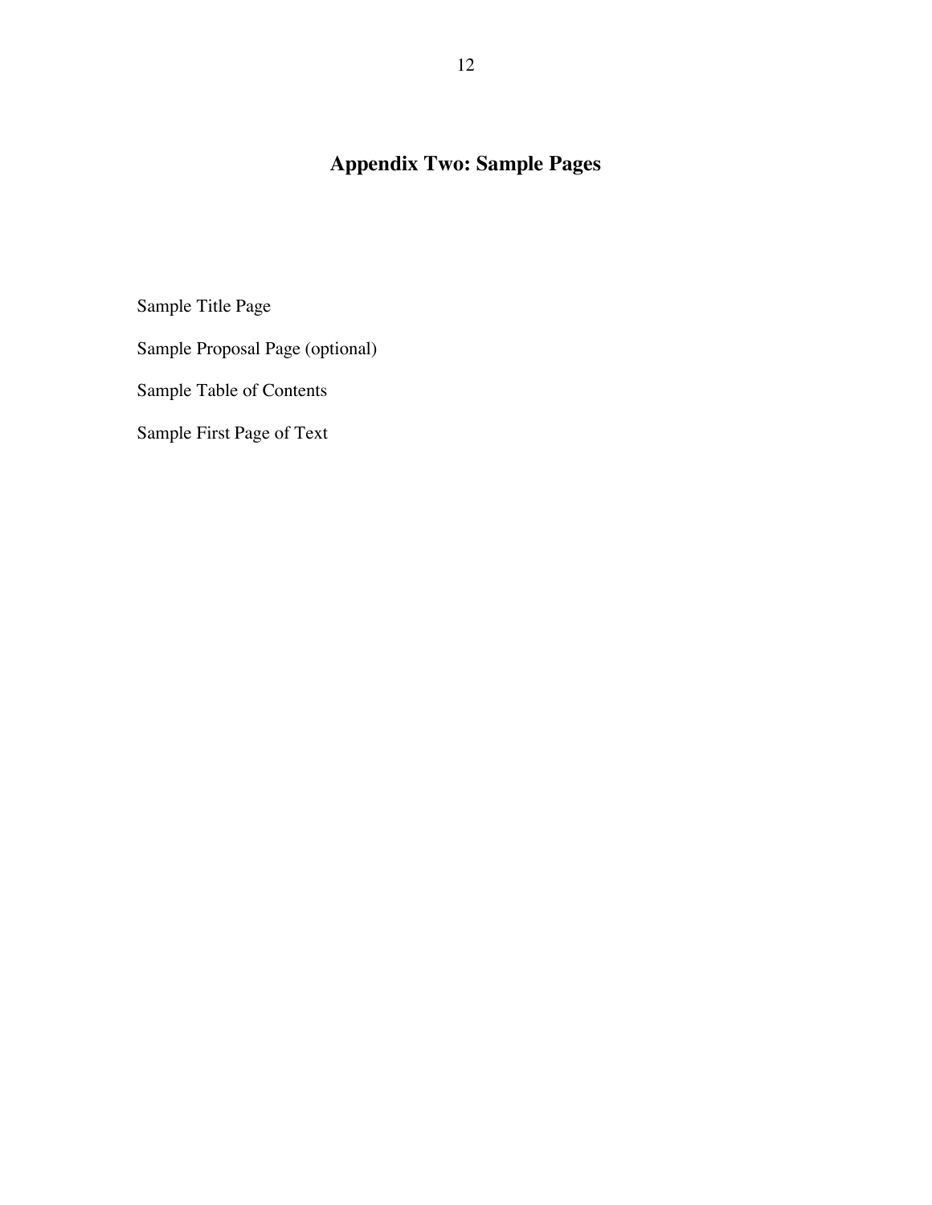# Appendix Two: Sample Pages

Sample Title Page

Sample Proposal Page (optional)

Sample Table of Contents

Sample First Page of Text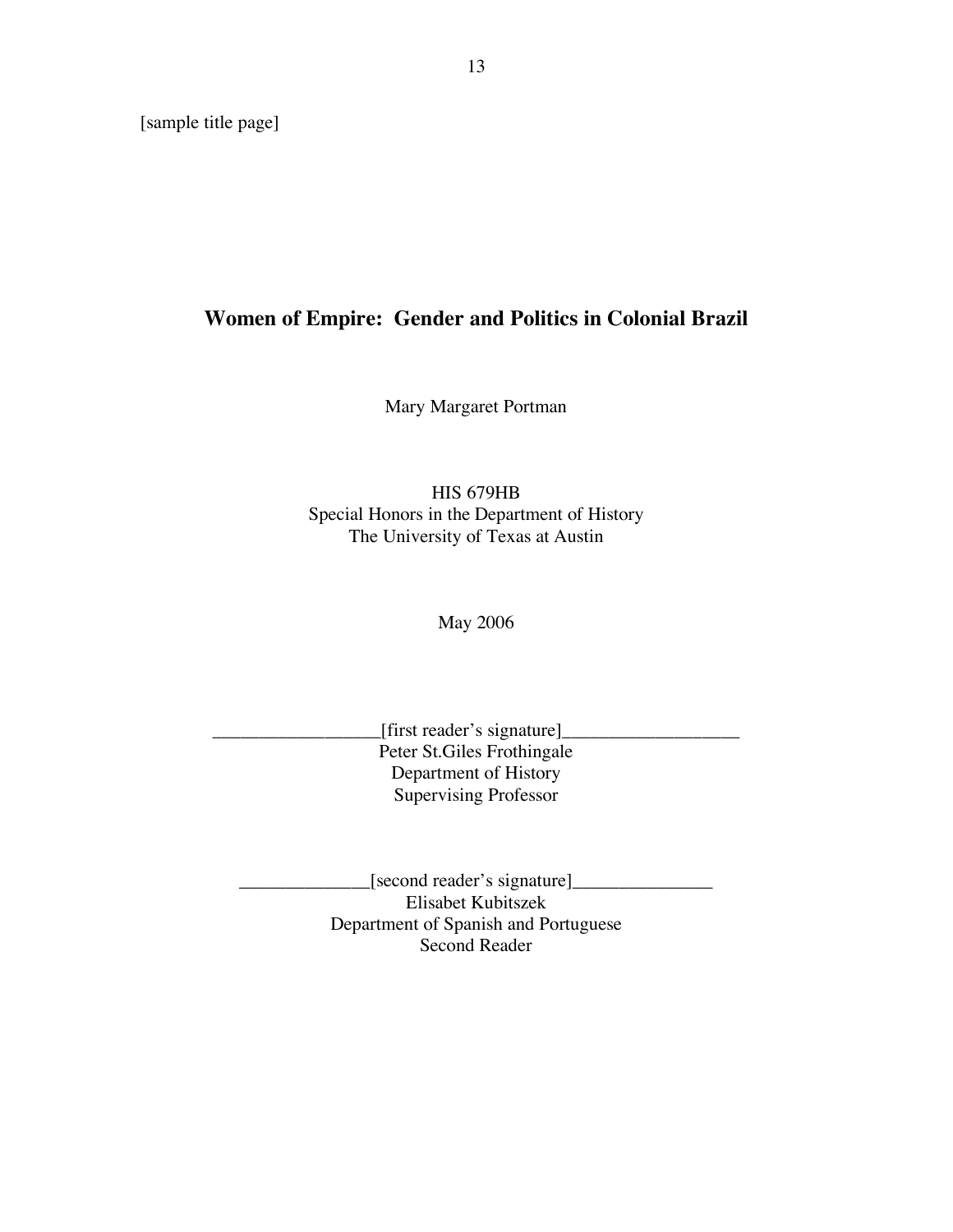[sample title page]

**Women of Empire: Gender and Politics in Colonial Brazil**

Mary Margaret Portman

HIS 679HB
Special Honors in the Department of History
The University of Texas at Austin

May 2006

__________________[first reader's signature]___________________
Peter St.Giles Frothingale
Department of History
Supervising Professor

______________[second reader's signature]_______________
Elisabet Kubitszek
Department of Spanish and Portuguese
Second Reader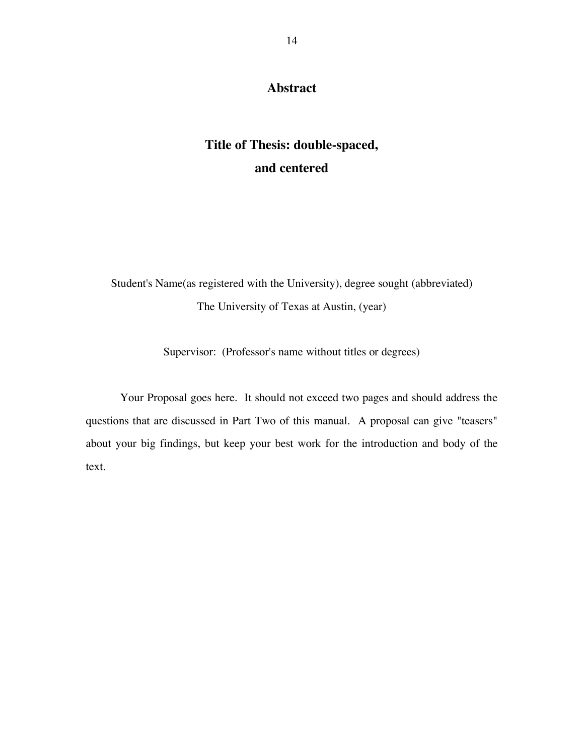# Abstract

## Title of Thesis: double-spaced, and centered

Student's Name(as registered with the University), degree sought (abbreviated)
The University of Texas at Austin, (year)

Supervisor: (Professor's name without titles or degrees)

Your Proposal goes here. It should not exceed two pages and should address the questions that are discussed in Part Two of this manual. A proposal can give "teasers" about your big findings, but keep your best work for the introduction and body of the text.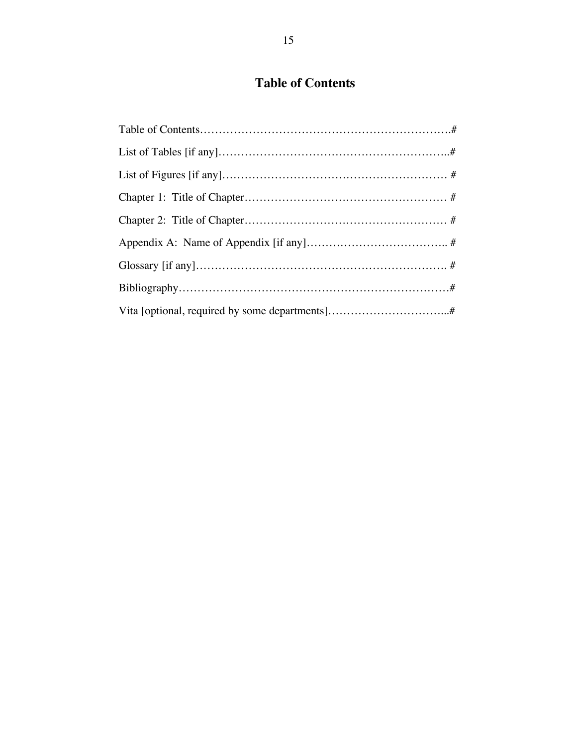# Table of Contents

Table of Contents…………………………………………………………….#

List of Tables [if any]……………………………………………………..#

List of Figures [if any]…………………………………………………… #

Chapter 1: Title of Chapter……………………………………………… #

Chapter 2: Title of Chapter……………………………………………… #

Appendix A: Name of Appendix [if any]……………………………….. #

Glossary [if any]…………………………………………………………. #

Bibliography………………………………………………………………#

Vita [optional, required by some departments]…………………………...#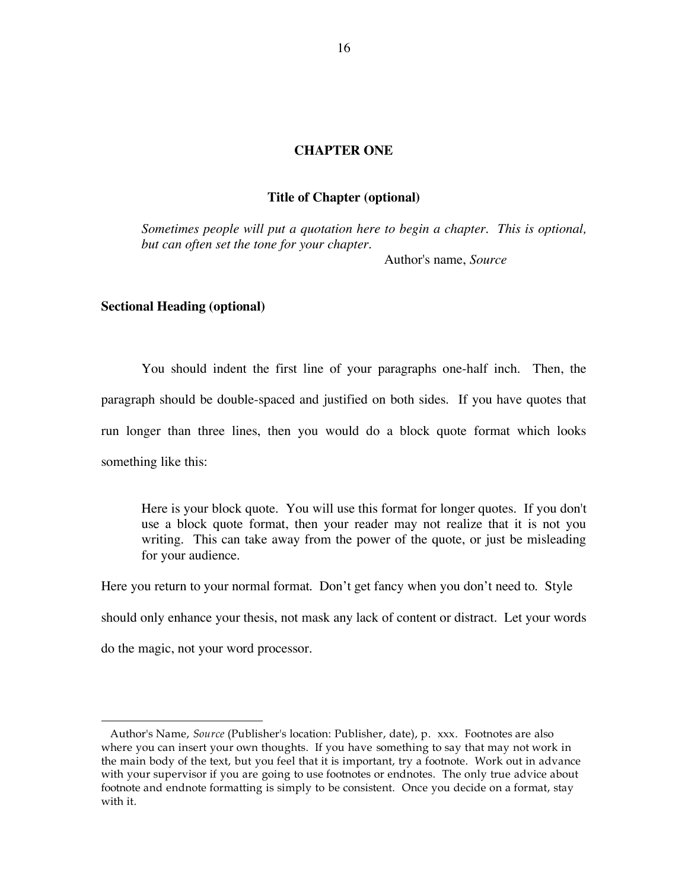# CHAPTER ONE

## Title of Chapter (optional)

> *Sometimes people will put a quotation here to begin a chapter. This is optional, but can often set the tone for your chapter.*
>
> Author's name, *Source*

### Sectional Heading (optional)

You should indent the first line of your paragraphs one-half inch. Then, the paragraph should be double-spaced and justified on both sides. If you have quotes that run longer than three lines, then you would do a block quote format which looks something like this:

> Here is your block quote. You will use this format for longer quotes. If you don't use a block quote format, then your reader may not realize that it is not you writing. This can take away from the power of the quote, or just be misleading for your audience.

Here you return to your normal format. Don't get fancy when you don't need to. Style should only enhance your thesis, not mask any lack of content or distract. Let your words do the magic, not your word processor.

---

Author's Name, *Source* (Publisher's location: Publisher, date), p. xxx. Footnotes are also where you can insert your own thoughts. If you have something to say that may not work in the main body of the text, but you feel that it is important, try a footnote. Work out in advance with your supervisor if you are going to use footnotes or endnotes. The only true advice about footnote and endnote formatting is simply to be consistent. Once you decide on a format, stay with it.